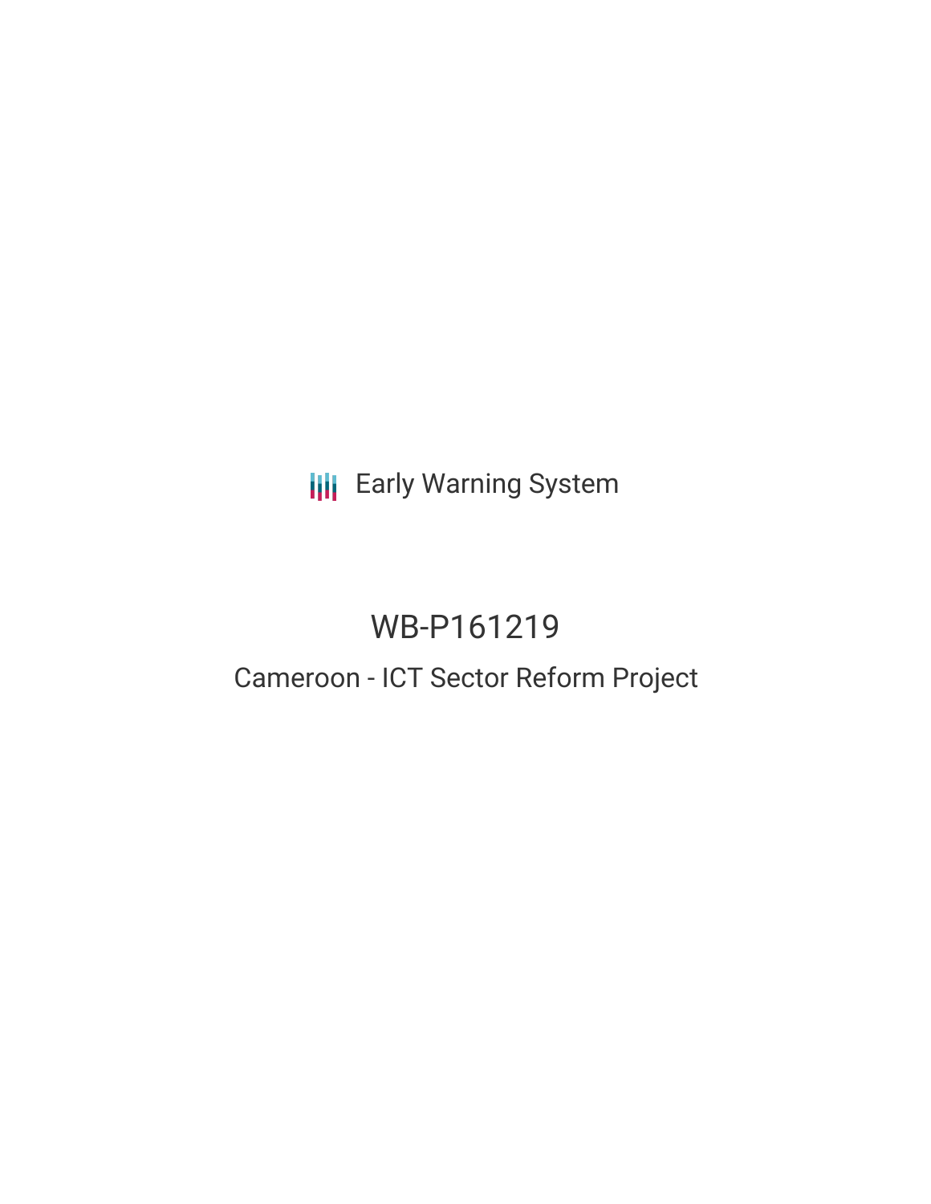Early Warning System

# WB-P161219

## Cameroon - ICT Sector Reform Project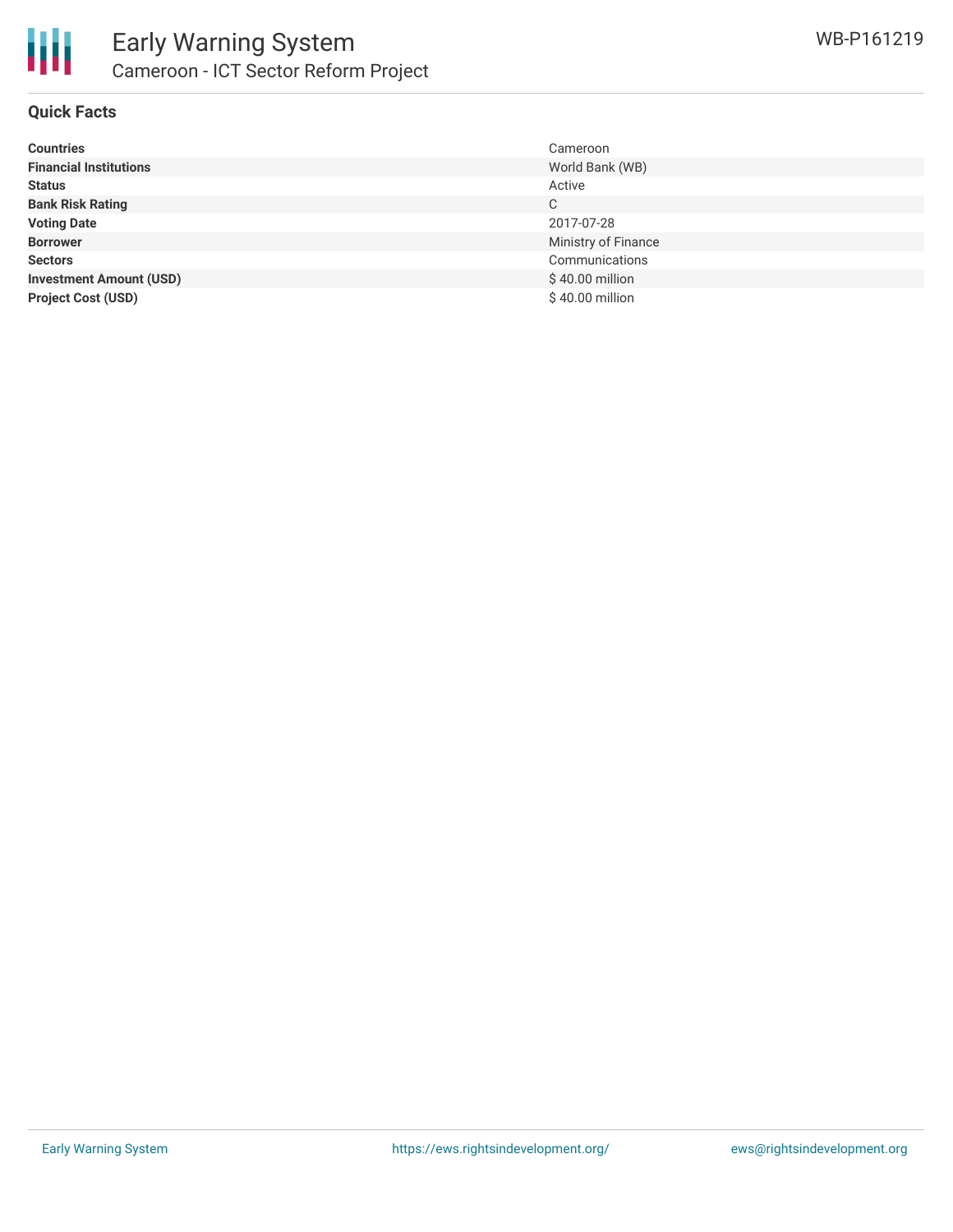# Early Warning System

## Cameroon - ICT Sector Reform Project

WB-P161219

### Quick Facts

| | |
|---|---|
| **Countries** | Cameroon |
| **Financial Institutions** | World Bank (WB) |
| **Status** | Active |
| **Bank Risk Rating** | C |
| **Voting Date** | 2017-07-28 |
| **Borrower** | Ministry of Finance |
| **Sectors** | Communications |
| **Investment Amount (USD)** | $ 40.00 million |
| **Project Cost (USD)** | $ 40.00 million |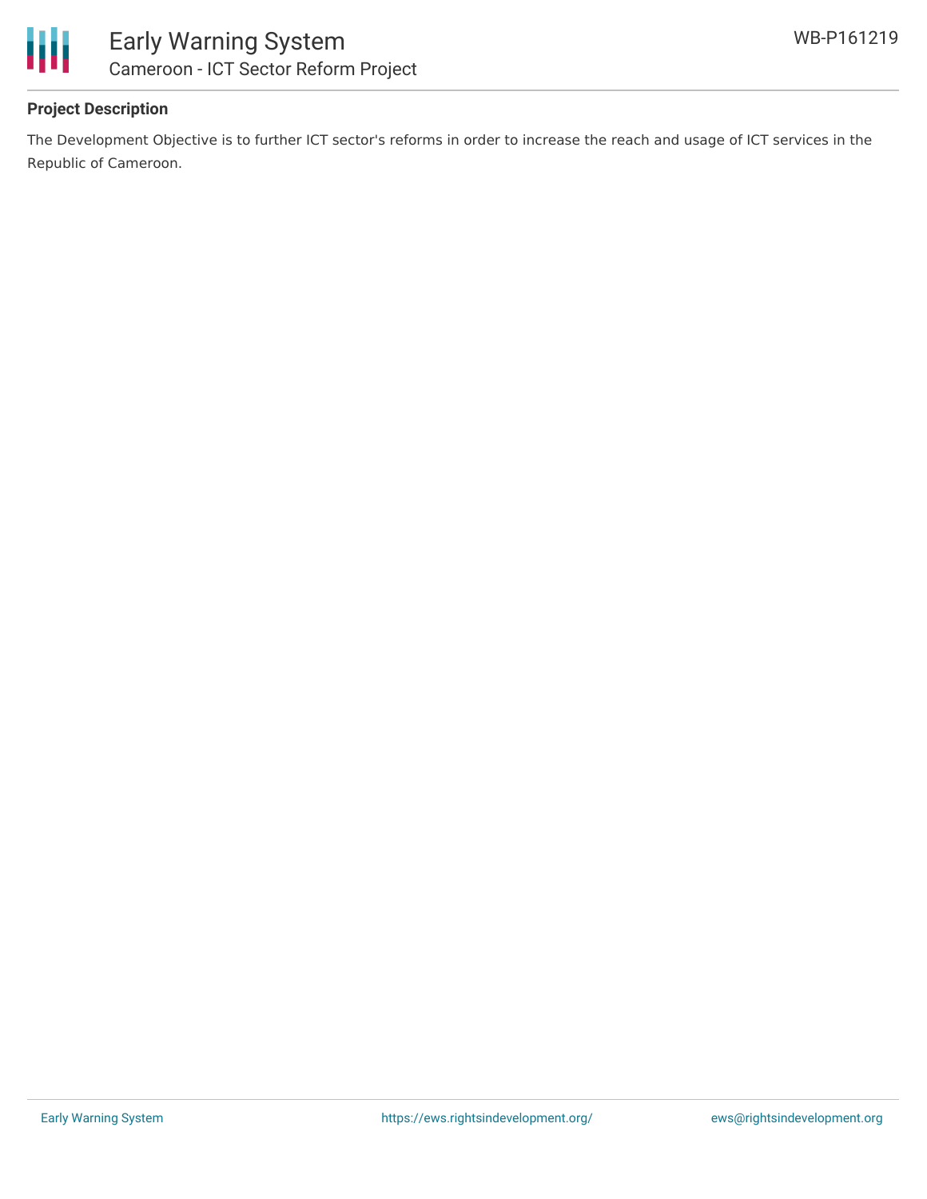## Project Description

The Development Objective is to further ICT sector's reforms in order to increase the reach and usage of ICT services in the Republic of Cameroon.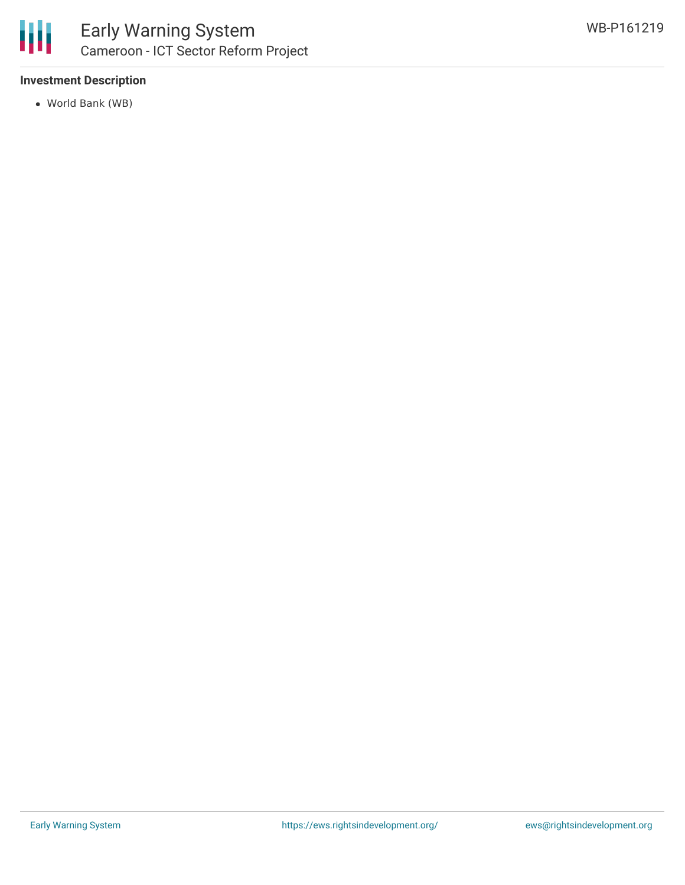### Investment Description

- World Bank (WB)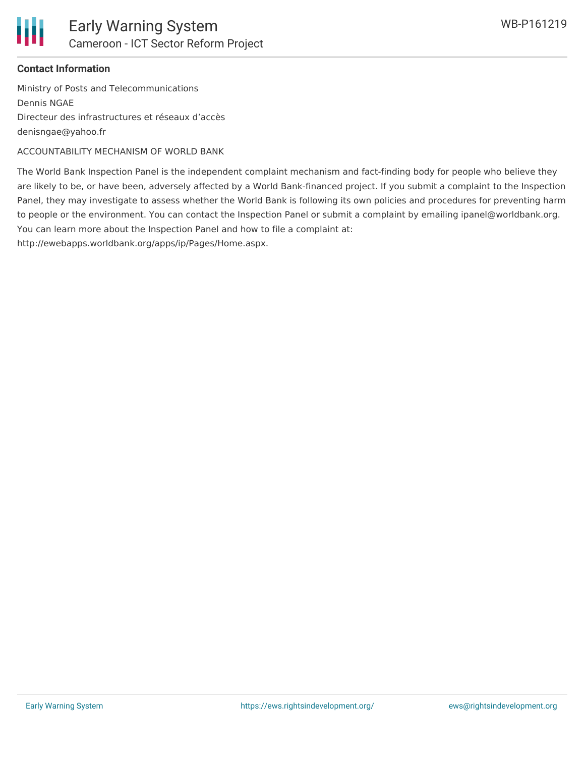**Contact Information**

Ministry of Posts and Telecommunications
Dennis NGAE
Directeur des infrastructures et réseaux d’accès
denisngae@yahoo.fr

ACCOUNTABILITY MECHANISM OF WORLD BANK

The World Bank Inspection Panel is the independent complaint mechanism and fact-finding body for people who believe they are likely to be, or have been, adversely affected by a World Bank-financed project. If you submit a complaint to the Inspection Panel, they may investigate to assess whether the World Bank is following its own policies and procedures for preventing harm to people or the environment. You can contact the Inspection Panel or submit a complaint by emailing ipanel@worldbank.org. You can learn more about the Inspection Panel and how to file a complaint at:
http://ewebapps.worldbank.org/apps/ip/Pages/Home.aspx.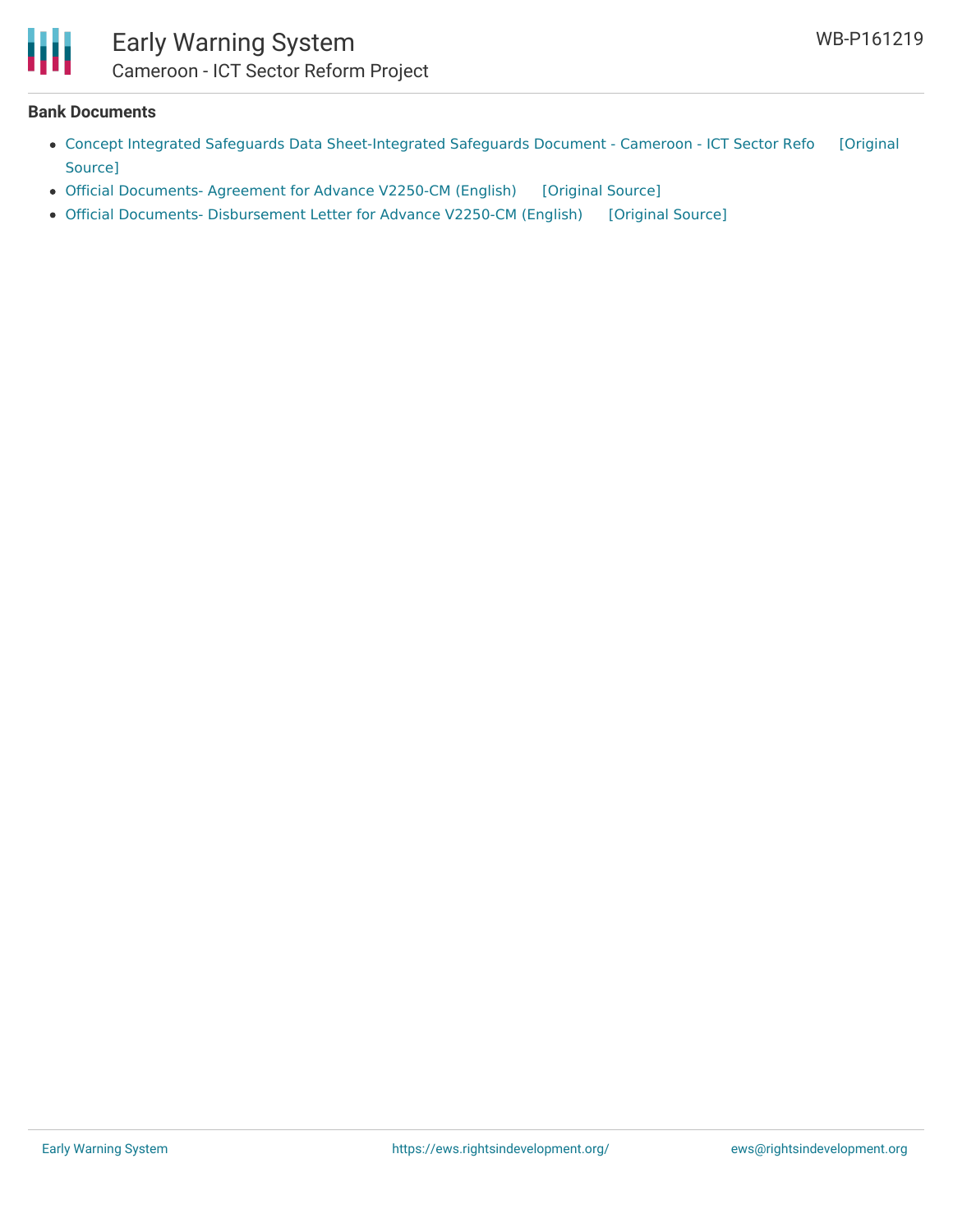**Bank Documents**

- Concept Integrated Safeguards Data Sheet-Integrated Safeguards Document - Cameroon - ICT Sector Refo [Original Source]
- Official Documents- Agreement for Advance V2250-CM (English) [Original Source]
- Official Documents- Disbursement Letter for Advance V2250-CM (English) [Original Source]